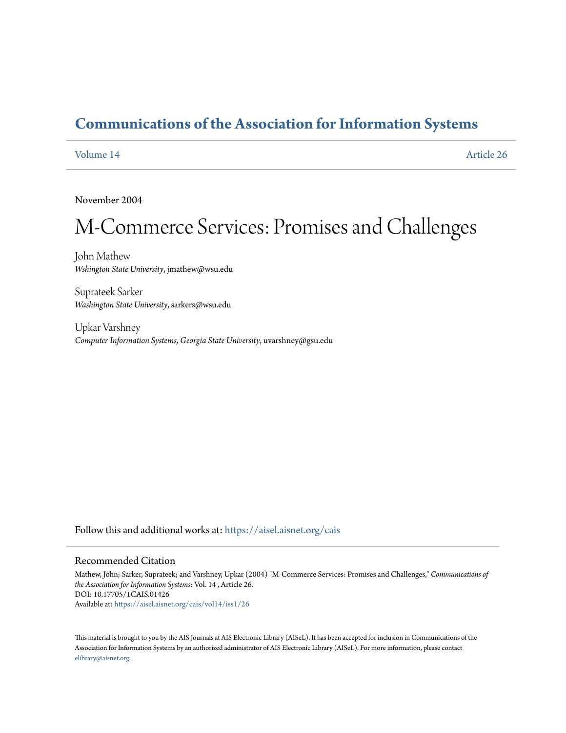# Communications of the Association for Information Systems

Volume 14 Article 26

November 2004

# M-Commerce Services: Promises and Challenges

John Mathew
*Wshington State University*, jmathew@wsu.edu

Suprateek Sarker
*Washington State University*, sarkers@wsu.edu

Upkar Varshney
*Computer Information Systems, Georgia State University*, uvarshney@gsu.edu

Follow this and additional works at: https://aisel.aisnet.org/cais

## Recommended Citation

Mathew, John; Sarker, Suprateek; and Varshney, Upkar (2004) "M-Commerce Services: Promises and Challenges," *Communications of the Association for Information Systems*: Vol. 14 , Article 26.
DOI: 10.17705/1CAIS.01426
Available at: https://aisel.aisnet.org/cais/vol14/iss1/26

This material is brought to you by the AIS Journals at AIS Electronic Library (AISeL). It has been accepted for inclusion in Communications of the Association for Information Systems by an authorized administrator of AIS Electronic Library (AISeL). For more information, please contact elibrary@aisnet.org.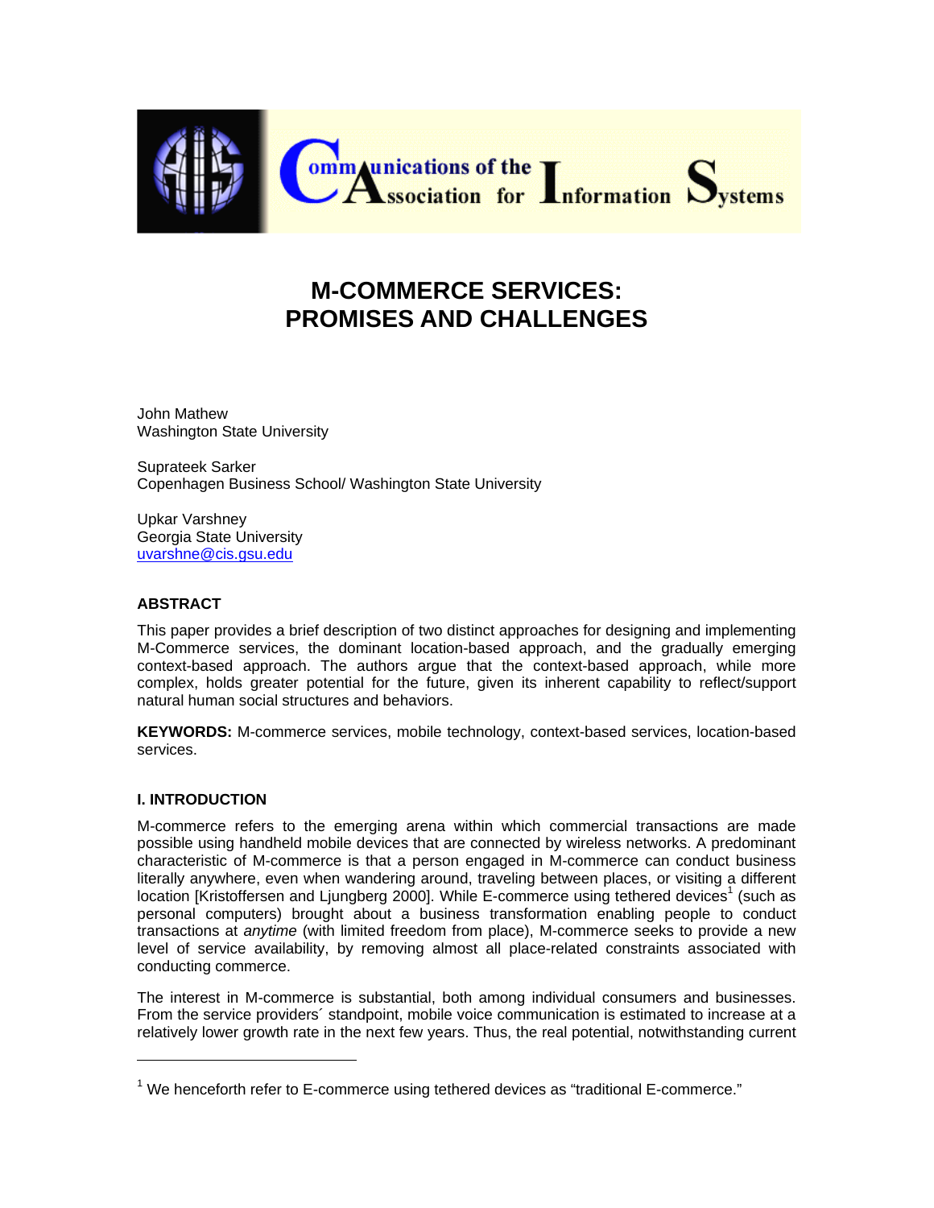# M-COMMERCE SERVICES: PROMISES AND CHALLENGES

John Mathew
Washington State University

Suprateek Sarker
Copenhagen Business School/ Washington State University

Upkar Varshney
Georgia State University
uvarshne@cis.gsu.edu

### ABSTRACT

This paper provides a brief description of two distinct approaches for designing and implementing M-Commerce services, the dominant location-based approach, and the gradually emerging context-based approach. The authors argue that the context-based approach, while more complex, holds greater potential for the future, given its inherent capability to reflect/support natural human social structures and behaviors.

**KEYWORDS:** M-commerce services, mobile technology, context-based services, location-based services.

### I. INTRODUCTION

M-commerce refers to the emerging arena within which commercial transactions are made possible using handheld mobile devices that are connected by wireless networks. A predominant characteristic of M-commerce is that a person engaged in M-commerce can conduct business literally anywhere, even when wandering around, traveling between places, or visiting a different location [Kristoffersen and Ljungberg 2000]. While E-commerce using tethered devices[1] (such as personal computers) brought about a business transformation enabling people to conduct transactions at *anytime* (with limited freedom from place), M-commerce seeks to provide a new level of service availability, by removing almost all place-related constraints associated with conducting commerce.

The interest in M-commerce is substantial, both among individual consumers and businesses. From the service providers´ standpoint, mobile voice communication is estimated to increase at a relatively lower growth rate in the next few years. Thus, the real potential, notwithstanding current

[1] We henceforth refer to E-commerce using tethered devices as "traditional E-commerce."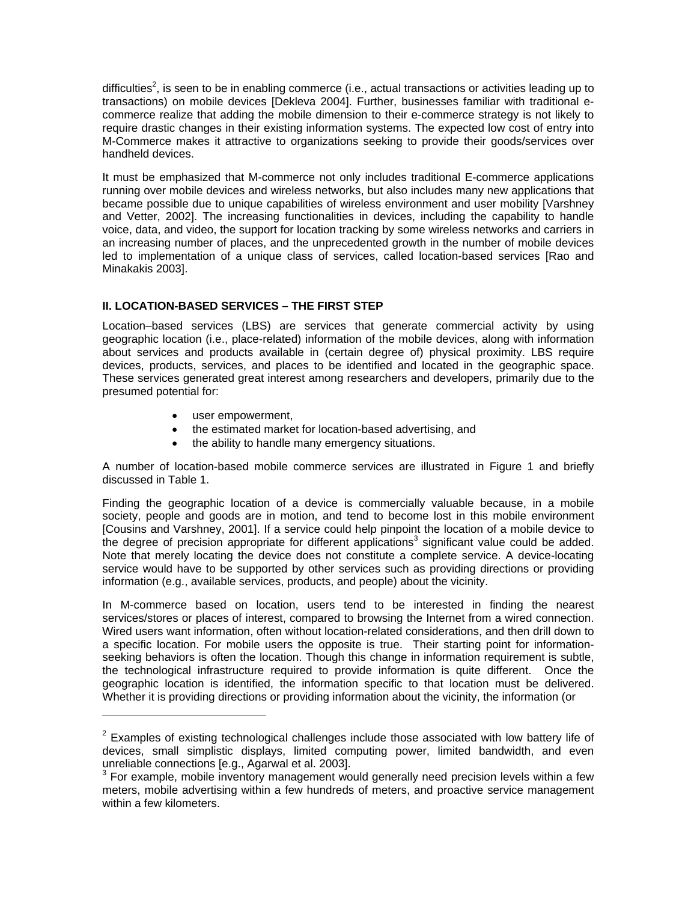difficulties[2], is seen to be in enabling commerce (i.e., actual transactions or activities leading up to transactions) on mobile devices [Dekleva 2004]. Further, businesses familiar with traditional e-commerce realize that adding the mobile dimension to their e-commerce strategy is not likely to require drastic changes in their existing information systems. The expected low cost of entry into M-Commerce makes it attractive to organizations seeking to provide their goods/services over handheld devices.

It must be emphasized that M-commerce not only includes traditional E-commerce applications running over mobile devices and wireless networks, but also includes many new applications that became possible due to unique capabilities of wireless environment and user mobility [Varshney and Vetter, 2002]. The increasing functionalities in devices, including the capability to handle voice, data, and video, the support for location tracking by some wireless networks and carriers in an increasing number of places, and the unprecedented growth in the number of mobile devices led to implementation of a unique class of services, called location-based services [Rao and Minakakis 2003].

## II. LOCATION-BASED SERVICES – THE FIRST STEP

Location–based services (LBS) are services that generate commercial activity by using geographic location (i.e., place-related) information of the mobile devices, along with information about services and products available in (certain degree of) physical proximity. LBS require devices, products, services, and places to be identified and located in the geographic space. These services generated great interest among researchers and developers, primarily due to the presumed potential for:

- user empowerment,
- the estimated market for location-based advertising, and
- the ability to handle many emergency situations.

A number of location-based mobile commerce services are illustrated in Figure 1 and briefly discussed in Table 1.

Finding the geographic location of a device is commercially valuable because, in a mobile society, people and goods are in motion, and tend to become lost in this mobile environment [Cousins and Varshney, 2001]. If a service could help pinpoint the location of a mobile device to the degree of precision appropriate for different applications[3] significant value could be added. Note that merely locating the device does not constitute a complete service. A device-locating service would have to be supported by other services such as providing directions or providing information (e.g., available services, products, and people) about the vicinity.

In M-commerce based on location, users tend to be interested in finding the nearest services/stores or places of interest, compared to browsing the Internet from a wired connection. Wired users want information, often without location-related considerations, and then drill down to a specific location. For mobile users the opposite is true. Their starting point for information-seeking behaviors is often the location. Though this change in information requirement is subtle, the technological infrastructure required to provide information is quite different. Once the geographic location is identified, the information specific to that location must be delivered. Whether it is providing directions or providing information about the vicinity, the information (or

---

[2] Examples of existing technological challenges include those associated with low battery life of devices, small simplistic displays, limited computing power, limited bandwidth, and even unreliable connections [e.g., Agarwal et al. 2003].

[3] For example, mobile inventory management would generally need precision levels within a few meters, mobile advertising within a few hundreds of meters, and proactive service management within a few kilometers.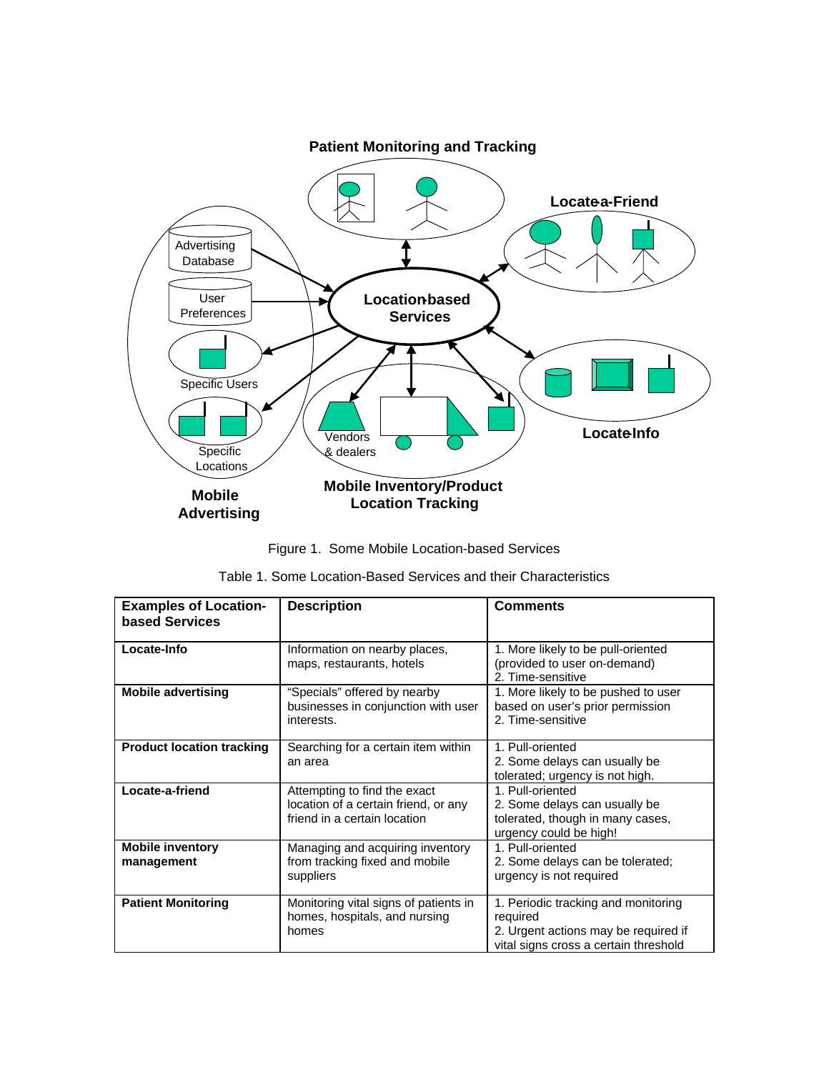Figure 1. Some Mobile Location-based Services

Table 1. Some Location-Based Services and their Characteristics

| Examples of Location-based Services | Description | Comments |
|---|---|---|
| **Locate-Info** | Information on nearby places, maps, restaurants, hotels | 1. More likely to be pull-oriented (provided to user on-demand)<br>2. Time-sensitive |
| **Mobile advertising** | "Specials" offered by nearby businesses in conjunction with user interests. | 1. More likely to be pushed to user based on user's prior permission<br>2. Time-sensitive |
| **Product location tracking** | Searching for a certain item within an area | 1. Pull-oriented<br>2. Some delays can usually be tolerated; urgency is not high. |
| **Locate-a-friend** | Attempting to find the exact location of a certain friend, or any friend in a certain location | 1. Pull-oriented<br>2. Some delays can usually be tolerated, though in many cases, urgency could be high! |
| **Mobile inventory management** | Managing and acquiring inventory from tracking fixed and mobile suppliers | 1. Pull-oriented<br>2. Some delays can be tolerated; urgency is not required |
| **Patient Monitoring** | Monitoring vital signs of patients in homes, hospitals, and nursing homes | 1. Periodic tracking and monitoring required<br>2. Urgent actions may be required if vital signs cross a certain threshold |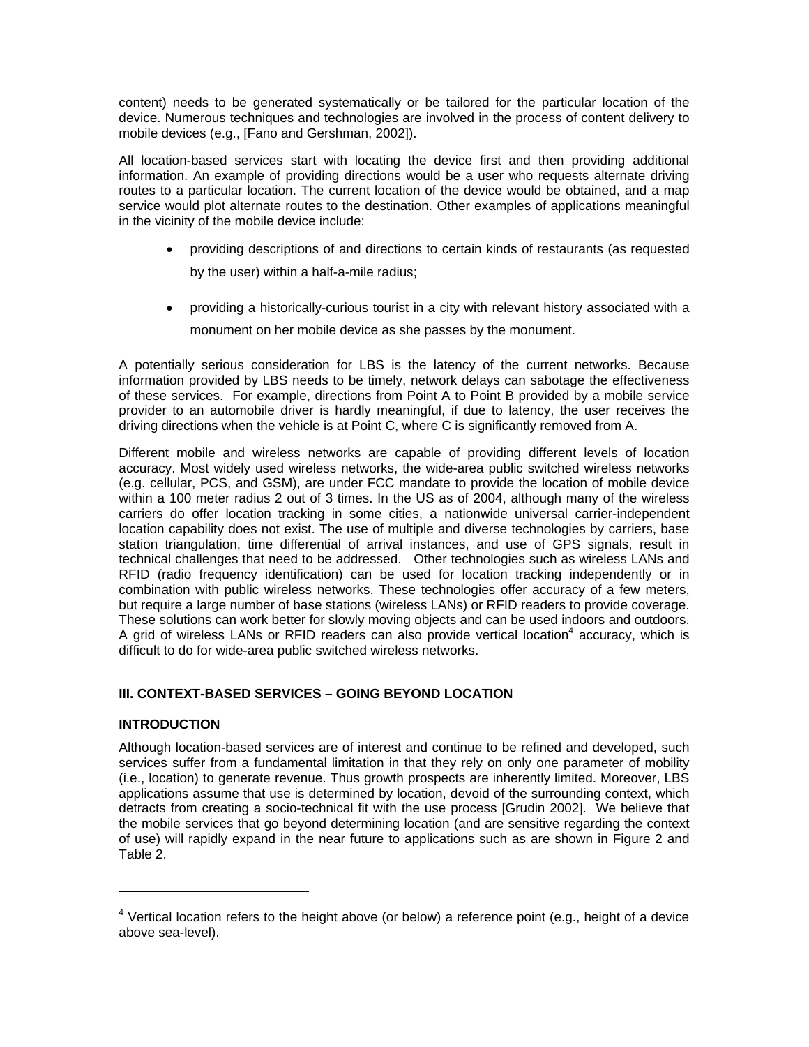content) needs to be generated systematically or be tailored for the particular location of the device. Numerous techniques and technologies are involved in the process of content delivery to mobile devices (e.g., [Fano and Gershman, 2002]).

All location-based services start with locating the device first and then providing additional information. An example of providing directions would be a user who requests alternate driving routes to a particular location. The current location of the device would be obtained, and a map service would plot alternate routes to the destination. Other examples of applications meaningful in the vicinity of the mobile device include:

- providing descriptions of and directions to certain kinds of restaurants (as requested by the user) within a half-a-mile radius;
- providing a historically-curious tourist in a city with relevant history associated with a monument on her mobile device as she passes by the monument.

A potentially serious consideration for LBS is the latency of the current networks. Because information provided by LBS needs to be timely, network delays can sabotage the effectiveness of these services. For example, directions from Point A to Point B provided by a mobile service provider to an automobile driver is hardly meaningful, if due to latency, the user receives the driving directions when the vehicle is at Point C, where C is significantly removed from A.

Different mobile and wireless networks are capable of providing different levels of location accuracy. Most widely used wireless networks, the wide-area public switched wireless networks (e.g. cellular, PCS, and GSM), are under FCC mandate to provide the location of mobile device within a 100 meter radius 2 out of 3 times. In the US as of 2004, although many of the wireless carriers do offer location tracking in some cities, a nationwide universal carrier-independent location capability does not exist. The use of multiple and diverse technologies by carriers, base station triangulation, time differential of arrival instances, and use of GPS signals, result in technical challenges that need to be addressed. Other technologies such as wireless LANs and RFID (radio frequency identification) can be used for location tracking independently or in combination with public wireless networks. These technologies offer accuracy of a few meters, but require a large number of base stations (wireless LANs) or RFID readers to provide coverage. These solutions can work better for slowly moving objects and can be used indoors and outdoors. A grid of wireless LANs or RFID readers can also provide vertical location[4] accuracy, which is difficult to do for wide-area public switched wireless networks.

## III. CONTEXT-BASED SERVICES – GOING BEYOND LOCATION

### INTRODUCTION

Although location-based services are of interest and continue to be refined and developed, such services suffer from a fundamental limitation in that they rely on only one parameter of mobility (i.e., location) to generate revenue. Thus growth prospects are inherently limited. Moreover, LBS applications assume that use is determined by location, devoid of the surrounding context, which detracts from creating a socio-technical fit with the use process [Grudin 2002]. We believe that the mobile services that go beyond determining location (and are sensitive regarding the context of use) will rapidly expand in the near future to applications such as are shown in Figure 2 and Table 2.

---

[4] Vertical location refers to the height above (or below) a reference point (e.g., height of a device above sea-level).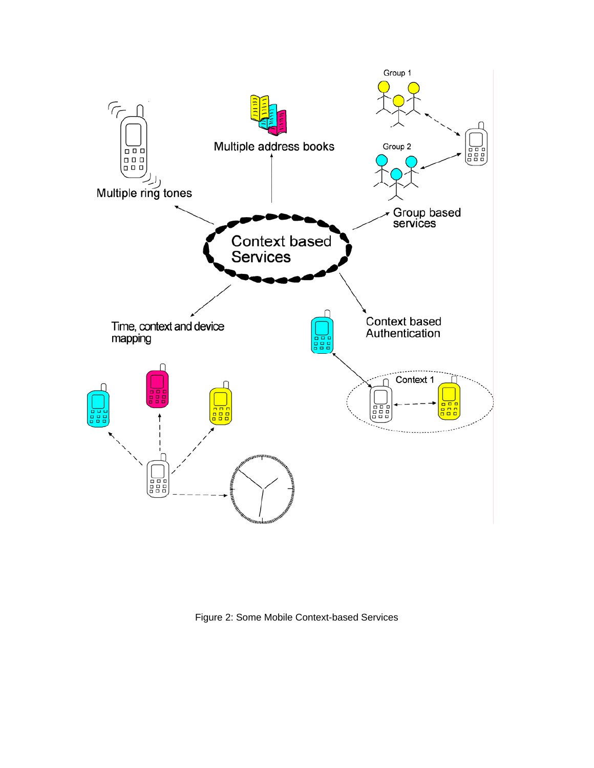Figure 2: Some Mobile Context-based Services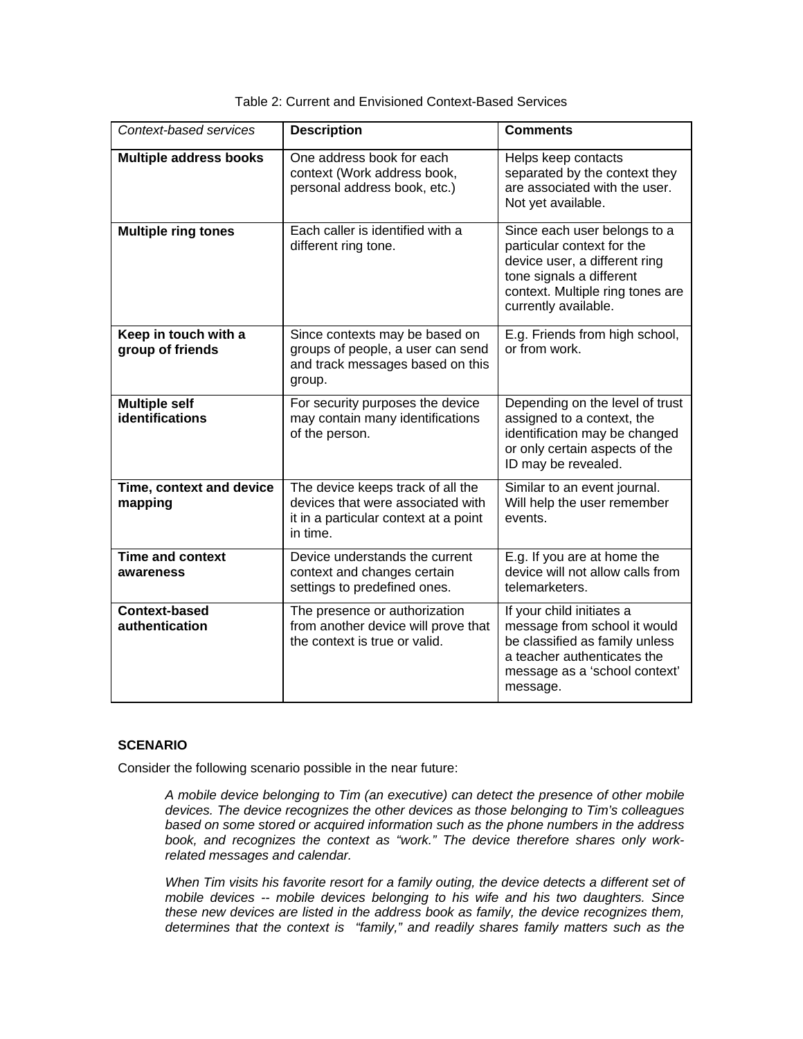Table 2: Current and Envisioned Context-Based Services

| *Context-based services* | **Description** | **Comments** |
|---|---|---|
| **Multiple address books** | One address book for each context (Work address book, personal address book, etc.) | Helps keep contacts separated by the context they are associated with the user. Not yet available. |
| **Multiple ring tones** | Each caller is identified with a different ring tone. | Since each user belongs to a particular context for the device user, a different ring tone signals a different context. Multiple ring tones are currently available. |
| **Keep in touch with a group of friends** | Since contexts may be based on groups of people, a user can send and track messages based on this group. | E.g. Friends from high school, or from work. |
| **Multiple self identifications** | For security purposes the device may contain many identifications of the person. | Depending on the level of trust assigned to a context, the identification may be changed or only certain aspects of the ID may be revealed. |
| **Time, context and device mapping** | The device keeps track of all the devices that were associated with it in a particular context at a point in time. | Similar to an event journal. Will help the user remember events. |
| **Time and context awareness** | Device understands the current context and changes certain settings to predefined ones. | E.g. If you are at home the device will not allow calls from telemarketers. |
| **Context-based authentication** | The presence or authorization from another device will prove that the context is true or valid. | If your child initiates a message from school it would be classified as family unless a teacher authenticates the message as a 'school context' message. |

**SCENARIO**

Consider the following scenario possible in the near future:

> *A mobile device belonging to Tim (an executive) can detect the presence of other mobile devices. The device recognizes the other devices as those belonging to Tim's colleagues based on some stored or acquired information such as the phone numbers in the address book, and recognizes the context as "work." The device therefore shares only work-related messages and calendar.*
>
> *When Tim visits his favorite resort for a family outing, the device detects a different set of mobile devices -- mobile devices belonging to his wife and his two daughters. Since these new devices are listed in the address book as family, the device recognizes them, determines that the context is "family," and readily shares family matters such as the*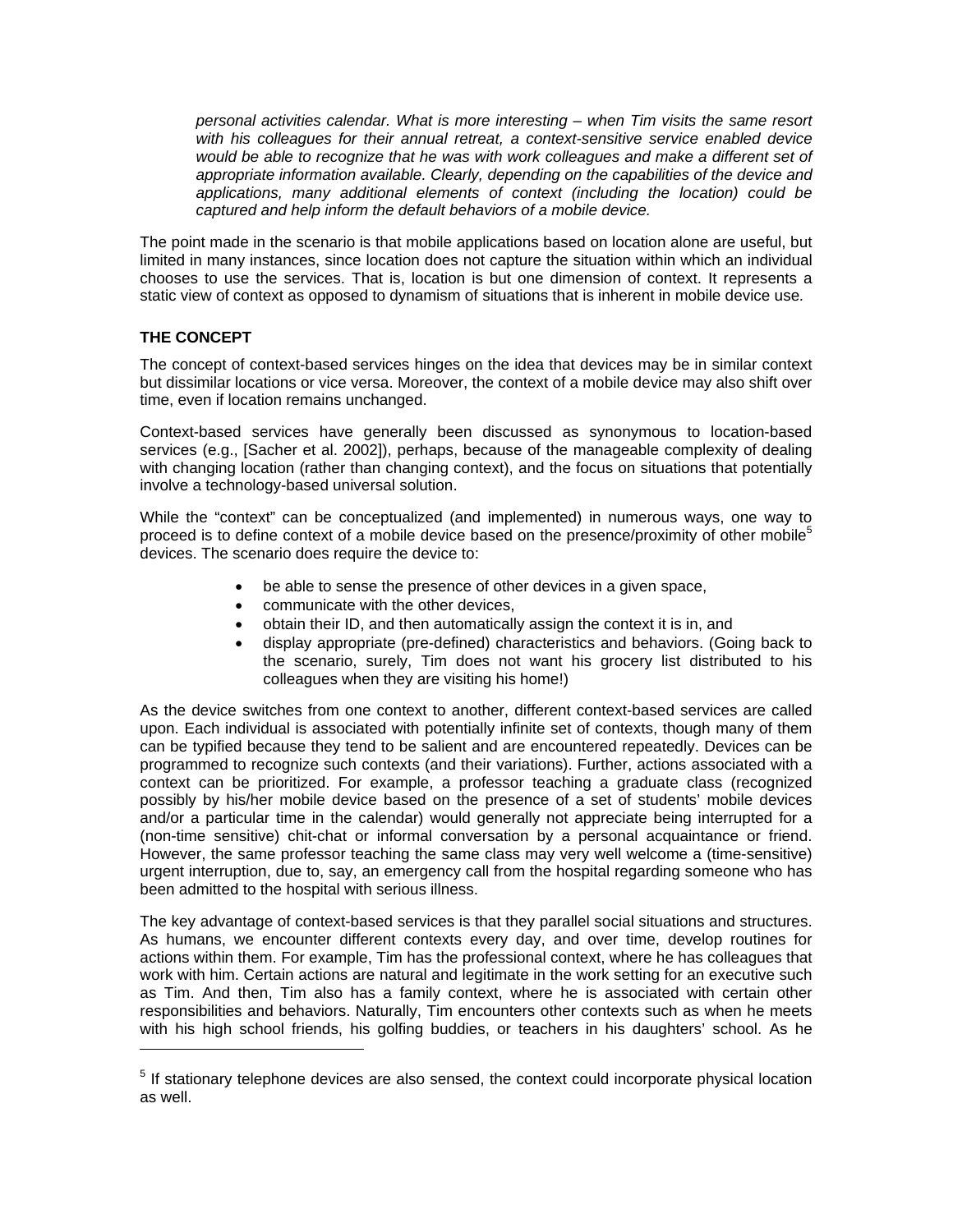*personal activities calendar. What is more interesting – when Tim visits the same resort with his colleagues for their annual retreat, a context-sensitive service enabled device would be able to recognize that he was with work colleagues and make a different set of appropriate information available. Clearly, depending on the capabilities of the device and applications, many additional elements of context (including the location) could be captured and help inform the default behaviors of a mobile device.*

The point made in the scenario is that mobile applications based on location alone are useful, but limited in many instances, since location does not capture the situation within which an individual chooses to use the services. That is, location is but one dimension of context. It represents a static view of context as opposed to dynamism of situations that is inherent in mobile device use.

**THE CONCEPT**

The concept of context-based services hinges on the idea that devices may be in similar context but dissimilar locations or vice versa. Moreover, the context of a mobile device may also shift over time, even if location remains unchanged.

Context-based services have generally been discussed as synonymous to location-based services (e.g., [Sacher et al. 2002]), perhaps, because of the manageable complexity of dealing with changing location (rather than changing context), and the focus on situations that potentially involve a technology-based universal solution.

While the "context" can be conceptualized (and implemented) in numerous ways, one way to proceed is to define context of a mobile device based on the presence/proximity of other mobile[5] devices. The scenario does require the device to:

- be able to sense the presence of other devices in a given space,
- communicate with the other devices,
- obtain their ID, and then automatically assign the context it is in, and
- display appropriate (pre-defined) characteristics and behaviors. (Going back to the scenario, surely, Tim does not want his grocery list distributed to his colleagues when they are visiting his home!)

As the device switches from one context to another, different context-based services are called upon. Each individual is associated with potentially infinite set of contexts, though many of them can be typified because they tend to be salient and are encountered repeatedly. Devices can be programmed to recognize such contexts (and their variations). Further, actions associated with a context can be prioritized. For example, a professor teaching a graduate class (recognized possibly by his/her mobile device based on the presence of a set of students' mobile devices and/or a particular time in the calendar) would generally not appreciate being interrupted for a (non-time sensitive) chit-chat or informal conversation by a personal acquaintance or friend. However, the same professor teaching the same class may very well welcome a (time-sensitive) urgent interruption, due to, say, an emergency call from the hospital regarding someone who has been admitted to the hospital with serious illness.

The key advantage of context-based services is that they parallel social situations and structures. As humans, we encounter different contexts every day, and over time, develop routines for actions within them. For example, Tim has the professional context, where he has colleagues that work with him. Certain actions are natural and legitimate in the work setting for an executive such as Tim. And then, Tim also has a family context, where he is associated with certain other responsibilities and behaviors. Naturally, Tim encounters other contexts such as when he meets with his high school friends, his golfing buddies, or teachers in his daughters' school. As he

[5] If stationary telephone devices are also sensed, the context could incorporate physical location as well.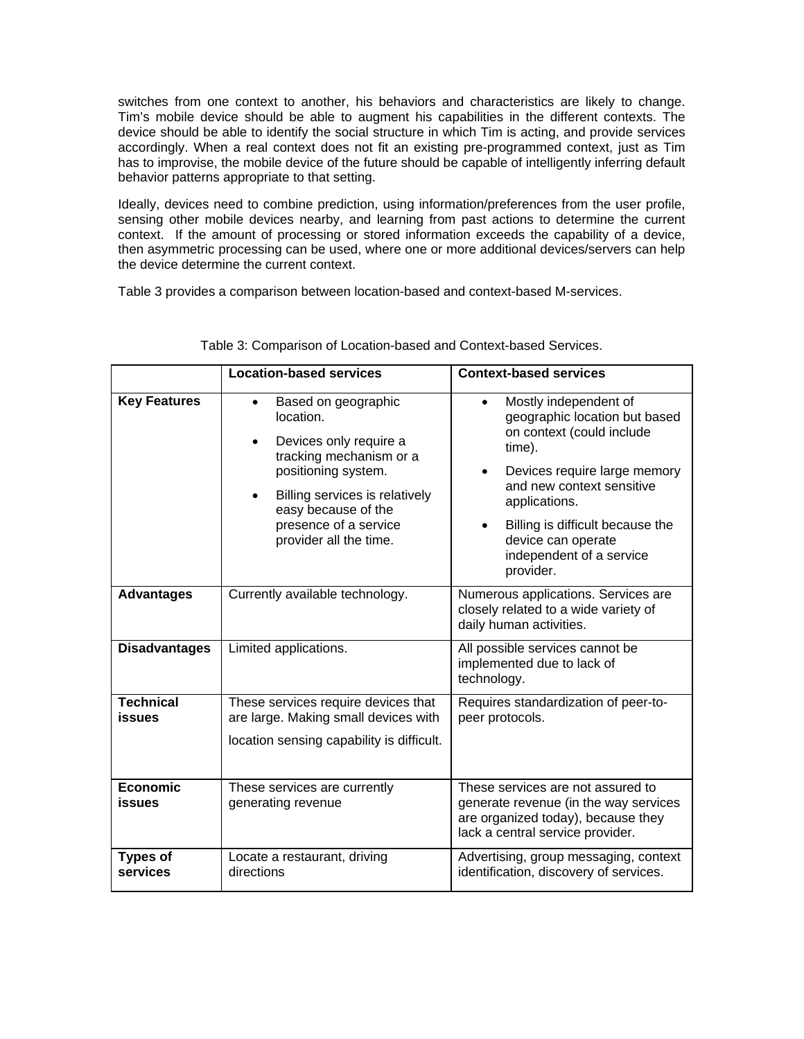switches from one context to another, his behaviors and characteristics are likely to change. Tim's mobile device should be able to augment his capabilities in the different contexts. The device should be able to identify the social structure in which Tim is acting, and provide services accordingly. When a real context does not fit an existing pre-programmed context, just as Tim has to improvise, the mobile device of the future should be capable of intelligently inferring default behavior patterns appropriate to that setting.

Ideally, devices need to combine prediction, using information/preferences from the user profile, sensing other mobile devices nearby, and learning from past actions to determine the current context. If the amount of processing or stored information exceeds the capability of a device, then asymmetric processing can be used, where one or more additional devices/servers can help the device determine the current context.

Table 3 provides a comparison between location-based and context-based M-services.

Table 3: Comparison of Location-based and Context-based Services.

| | **Location-based services** | **Context-based services** |
|---|---|---|
| **Key Features** | • Based on geographic location.<br>• Devices only require a tracking mechanism or a positioning system.<br>• Billing services is relatively easy because of the presence of a service provider all the time. | • Mostly independent of geographic location but based on context (could include time).<br>• Devices require large memory and new context sensitive applications.<br>• Billing is difficult because the device can operate independent of a service provider. |
| **Advantages** | Currently available technology. | Numerous applications. Services are closely related to a wide variety of daily human activities. |
| **Disadvantages** | Limited applications. | All possible services cannot be implemented due to lack of technology. |
| **Technical issues** | These services require devices that are large. Making small devices with location sensing capability is difficult. | Requires standardization of peer-to-peer protocols. |
| **Economic issues** | These services are currently generating revenue | These services are not assured to generate revenue (in the way services are organized today), because they lack a central service provider. |
| **Types of services** | Locate a restaurant, driving directions | Advertising, group messaging, context identification, discovery of services. |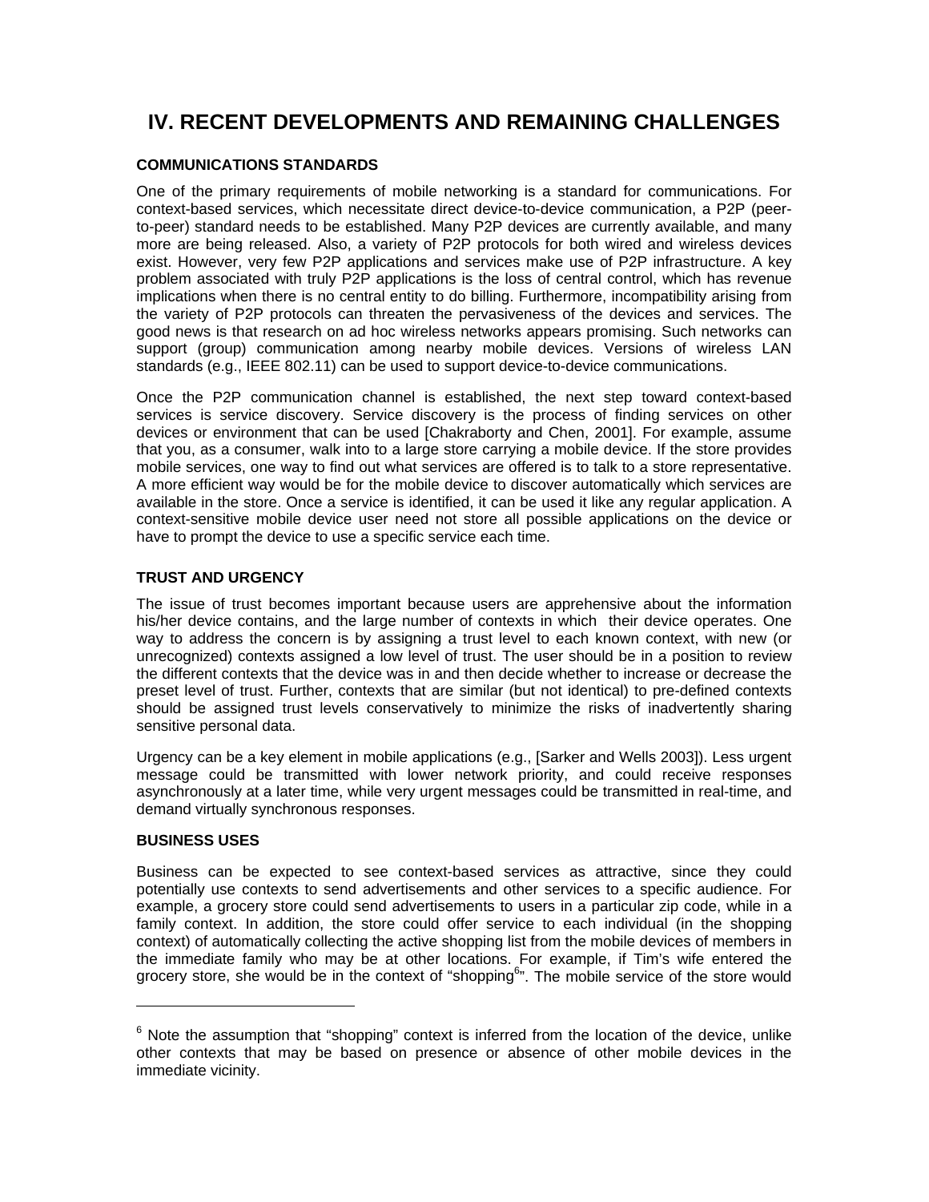# IV. RECENT DEVELOPMENTS AND REMAINING CHALLENGES

### COMMUNICATIONS STANDARDS

One of the primary requirements of mobile networking is a standard for communications. For context-based services, which necessitate direct device-to-device communication, a P2P (peer-to-peer) standard needs to be established. Many P2P devices are currently available, and many more are being released. Also, a variety of P2P protocols for both wired and wireless devices exist. However, very few P2P applications and services make use of P2P infrastructure. A key problem associated with truly P2P applications is the loss of central control, which has revenue implications when there is no central entity to do billing. Furthermore, incompatibility arising from the variety of P2P protocols can threaten the pervasiveness of the devices and services. The good news is that research on ad hoc wireless networks appears promising. Such networks can support (group) communication among nearby mobile devices. Versions of wireless LAN standards (e.g., IEEE 802.11) can be used to support device-to-device communications.

Once the P2P communication channel is established, the next step toward context-based services is service discovery. Service discovery is the process of finding services on other devices or environment that can be used [Chakraborty and Chen, 2001]. For example, assume that you, as a consumer, walk into to a large store carrying a mobile device. If the store provides mobile services, one way to find out what services are offered is to talk to a store representative. A more efficient way would be for the mobile device to discover automatically which services are available in the store. Once a service is identified, it can be used it like any regular application. A context-sensitive mobile device user need not store all possible applications on the device or have to prompt the device to use a specific service each time.

### TRUST AND URGENCY

The issue of trust becomes important because users are apprehensive about the information his/her device contains, and the large number of contexts in which their device operates. One way to address the concern is by assigning a trust level to each known context, with new (or unrecognized) contexts assigned a low level of trust. The user should be in a position to review the different contexts that the device was in and then decide whether to increase or decrease the preset level of trust. Further, contexts that are similar (but not identical) to pre-defined contexts should be assigned trust levels conservatively to minimize the risks of inadvertently sharing sensitive personal data.

Urgency can be a key element in mobile applications (e.g., [Sarker and Wells 2003]). Less urgent message could be transmitted with lower network priority, and could receive responses asynchronously at a later time, while very urgent messages could be transmitted in real-time, and demand virtually synchronous responses.

### BUSINESS USES

Business can be expected to see context-based services as attractive, since they could potentially use contexts to send advertisements and other services to a specific audience. For example, a grocery store could send advertisements to users in a particular zip code, while in a family context. In addition, the store could offer service to each individual (in the shopping context) of automatically collecting the active shopping list from the mobile devices of members in the immediate family who may be at other locations. For example, if Tim's wife entered the grocery store, she would be in the context of "shopping[6]". The mobile service of the store would

---

[6] Note the assumption that "shopping" context is inferred from the location of the device, unlike other contexts that may be based on presence or absence of other mobile devices in the immediate vicinity.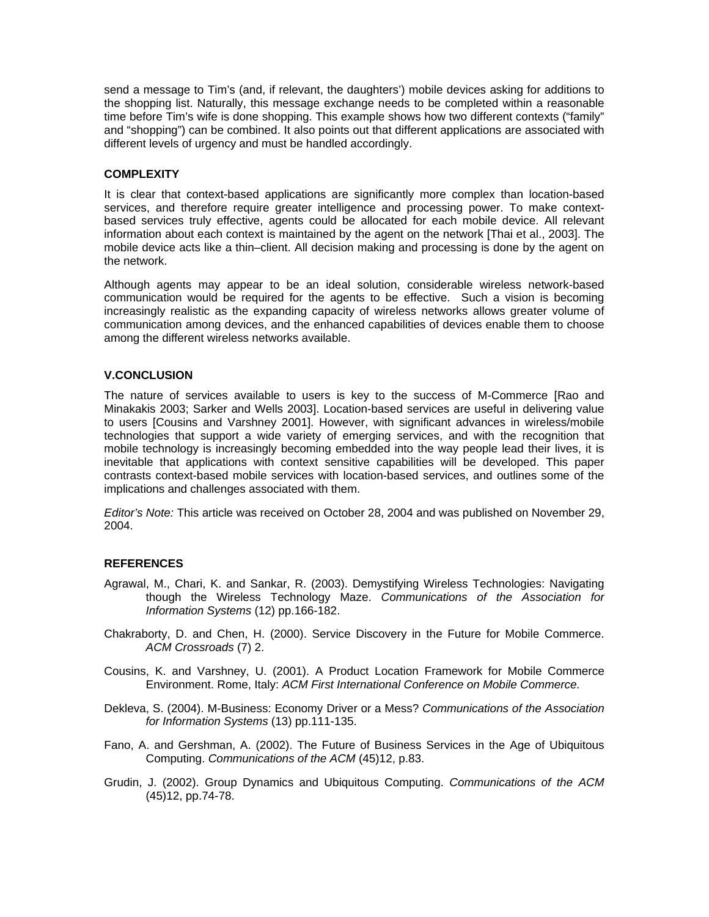send a message to Tim's (and, if relevant, the daughters') mobile devices asking for additions to the shopping list. Naturally, this message exchange needs to be completed within a reasonable time before Tim's wife is done shopping. This example shows how two different contexts ("family" and "shopping") can be combined. It also points out that different applications are associated with different levels of urgency and must be handled accordingly.

### COMPLEXITY

It is clear that context-based applications are significantly more complex than location-based services, and therefore require greater intelligence and processing power. To make context-based services truly effective, agents could be allocated for each mobile device. All relevant information about each context is maintained by the agent on the network [Thai et al., 2003]. The mobile device acts like a thin–client. All decision making and processing is done by the agent on the network.

Although agents may appear to be an ideal solution, considerable wireless network-based communication would be required for the agents to be effective. Such a vision is becoming increasingly realistic as the expanding capacity of wireless networks allows greater volume of communication among devices, and the enhanced capabilities of devices enable them to choose among the different wireless networks available.

## V.CONCLUSION

The nature of services available to users is key to the success of M-Commerce [Rao and Minakakis 2003; Sarker and Wells 2003]. Location-based services are useful in delivering value to users [Cousins and Varshney 2001]. However, with significant advances in wireless/mobile technologies that support a wide variety of emerging services, and with the recognition that mobile technology is increasingly becoming embedded into the way people lead their lives, it is inevitable that applications with context sensitive capabilities will be developed. This paper contrasts context-based mobile services with location-based services, and outlines some of the implications and challenges associated with them.

*Editor's Note:* This article was received on October 28, 2004 and was published on November 29, 2004.

## REFERENCES

Agrawal, M., Chari, K. and Sankar, R. (2003). Demystifying Wireless Technologies: Navigating though the Wireless Technology Maze. *Communications of the Association for Information Systems* (12) pp.166-182.

Chakraborty, D. and Chen, H. (2000). Service Discovery in the Future for Mobile Commerce. *ACM Crossroads* (7) 2.

Cousins, K. and Varshney, U. (2001). A Product Location Framework for Mobile Commerce Environment. Rome, Italy: *ACM First International Conference on Mobile Commerce.*

Dekleva, S. (2004). M-Business: Economy Driver or a Mess? *Communications of the Association for Information Systems* (13) pp.111-135.

Fano, A. and Gershman, A. (2002). The Future of Business Services in the Age of Ubiquitous Computing. *Communications of the ACM* (45)12, p.83.

Grudin, J. (2002). Group Dynamics and Ubiquitous Computing. *Communications of the ACM* (45)12, pp.74-78.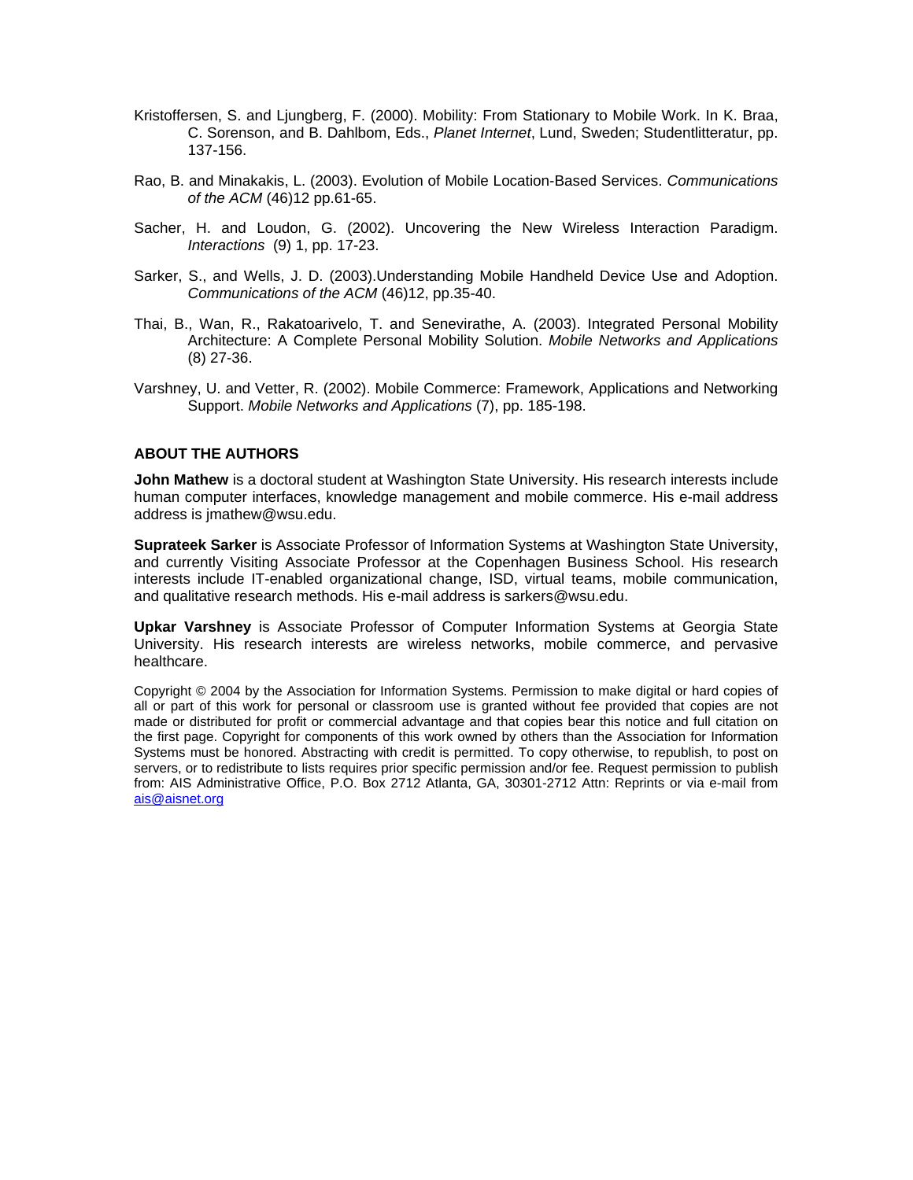Kristoffersen, S. and Ljungberg, F. (2000). Mobility: From Stationary to Mobile Work. In K. Braa, C. Sorenson, and B. Dahlbom, Eds., *Planet Internet*, Lund, Sweden; Studentlitteratur, pp. 137-156.

Rao, B. and Minakakis, L. (2003). Evolution of Mobile Location-Based Services. *Communications of the ACM* (46)12 pp.61-65.

Sacher, H. and Loudon, G. (2002). Uncovering the New Wireless Interaction Paradigm. *Interactions* (9) 1, pp. 17-23.

Sarker, S., and Wells, J. D. (2003).Understanding Mobile Handheld Device Use and Adoption. *Communications of the ACM* (46)12, pp.35-40.

Thai, B., Wan, R., Rakatoarivelo, T. and Senevirathe, A. (2003). Integrated Personal Mobility Architecture: A Complete Personal Mobility Solution. *Mobile Networks and Applications* (8) 27-36.

Varshney, U. and Vetter, R. (2002). Mobile Commerce: Framework, Applications and Networking Support. *Mobile Networks and Applications* (7), pp. 185-198.

### ABOUT THE AUTHORS

**John Mathew** is a doctoral student at Washington State University. His research interests include human computer interfaces, knowledge management and mobile commerce. His e-mail address address is jmathew@wsu.edu.

**Suprateek Sarker** is Associate Professor of Information Systems at Washington State University, and currently Visiting Associate Professor at the Copenhagen Business School. His research interests include IT-enabled organizational change, ISD, virtual teams, mobile communication, and qualitative research methods. His e-mail address is sarkers@wsu.edu.

**Upkar Varshney** is Associate Professor of Computer Information Systems at Georgia State University. His research interests are wireless networks, mobile commerce, and pervasive healthcare.

Copyright © 2004 by the Association for Information Systems. Permission to make digital or hard copies of all or part of this work for personal or classroom use is granted without fee provided that copies are not made or distributed for profit or commercial advantage and that copies bear this notice and full citation on the first page. Copyright for components of this work owned by others than the Association for Information Systems must be honored. Abstracting with credit is permitted. To copy otherwise, to republish, to post on servers, or to redistribute to lists requires prior specific permission and/or fee. Request permission to publish from: AIS Administrative Office, P.O. Box 2712 Atlanta, GA, 30301-2712 Attn: Reprints or via e-mail from ais@aisnet.org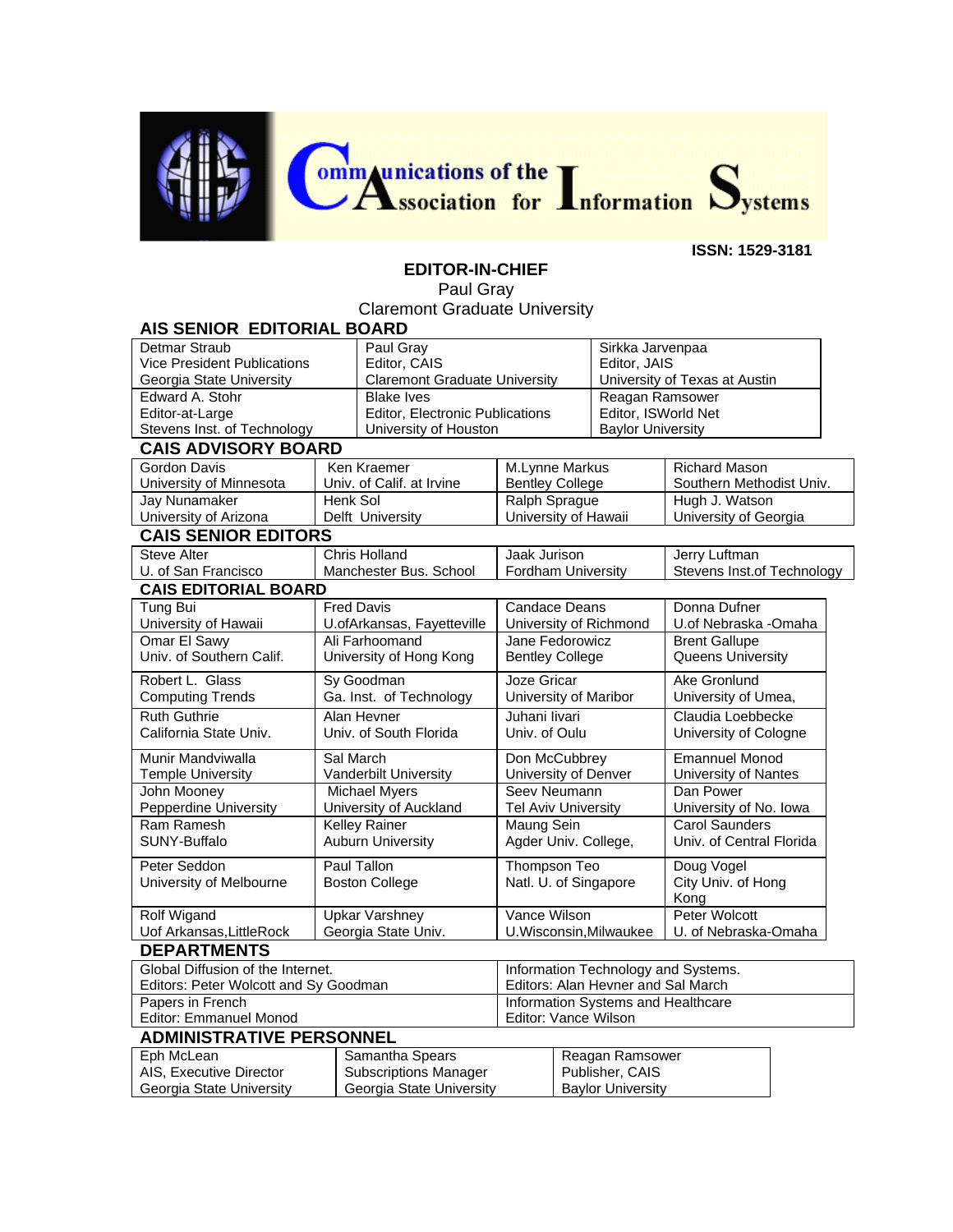# Communications of the Association for Information Systems

**ISSN: 1529-3181**

**EDITOR-IN-CHIEF**
Paul Gray
Claremont Graduate University

## AIS SENIOR EDITORIAL BOARD

| | | |
|---|---|---|
| Detmar Straub<br>Vice President Publications<br>Georgia State University | Paul Gray<br>Editor, CAIS<br>Claremont Graduate University | Sirkka Jarvenpaa<br>Editor, JAIS<br>University of Texas at Austin |
| Edward A. Stohr<br>Editor-at-Large<br>Stevens Inst. of Technology | Blake Ives<br>Editor, Electronic Publications<br>University of Houston | Reagan Ramsower<br>Editor, ISWorld Net<br>Baylor University |

## CAIS ADVISORY BOARD

| | | | |
|---|---|---|---|
| Gordon Davis<br>University of Minnesota | Ken Kraemer<br>Univ. of Calif. at Irvine | M.Lynne Markus<br>Bentley College | Richard Mason<br>Southern Methodist Univ. |
| Jay Nunamaker<br>University of Arizona | Henk Sol<br>Delft University | Ralph Sprague<br>University of Hawaii | Hugh J. Watson<br>University of Georgia |

## CAIS SENIOR EDITORS

| | | | |
|---|---|---|---|
| Steve Alter<br>U. of San Francisco | Chris Holland<br>Manchester Bus. School | Jaak Jurison<br>Fordham University | Jerry Luftman<br>Stevens Inst.of Technology |

## CAIS EDITORIAL BOARD

| | | | |
|---|---|---|---|
| Tung Bui<br>University of Hawaii | Fred Davis<br>U.ofArkansas, Fayetteville | Candace Deans<br>University of Richmond | Donna Dufner<br>U.of Nebraska -Omaha |
| Omar El Sawy<br>Univ. of Southern Calif. | Ali Farhoomand<br>University of Hong Kong | Jane Fedorowicz<br>Bentley College | Brent Gallupe<br>Queens University |
| Robert L. Glass<br>Computing Trends | Sy Goodman<br>Ga. Inst. of Technology | Joze Gricar<br>University of Maribor | Ake Gronlund<br>University of Umea, |
| Ruth Guthrie<br>California State Univ. | Alan Hevner<br>Univ. of South Florida | Juhani Iivari<br>Univ. of Oulu | Claudia Loebbecke<br>University of Cologne |
| Munir Mandviwalla<br>Temple University | Sal March<br>Vanderbilt University | Don McCubbrey<br>University of Denver | Emannuel Monod<br>University of Nantes |
| John Mooney<br>Pepperdine University | Michael Myers<br>University of Auckland | Seev Neumann<br>Tel Aviv University | Dan Power<br>University of No. Iowa |
| Ram Ramesh<br>SUNY-Buffalo | Kelley Rainer<br>Auburn University | Maung Sein<br>Agder Univ. College, | Carol Saunders<br>Univ. of Central Florida |
| Peter Seddon<br>University of Melbourne | Paul Tallon<br>Boston College | Thompson Teo<br>Natl. U. of Singapore | Doug Vogel<br>City Univ. of Hong Kong |
| Rolf Wigand<br>Uof Arkansas,LittleRock | Upkar Varshney<br>Georgia State Univ. | Vance Wilson<br>U.Wisconsin,Milwaukee | Peter Wolcott<br>U. of Nebraska-Omaha |

## DEPARTMENTS

| | |
|---|---|
| Global Diffusion of the Internet.<br>Editors: Peter Wolcott and Sy Goodman | Information Technology and Systems.<br>Editors: Alan Hevner and Sal March |
| Papers in French<br>Editor: Emmanuel Monod | Information Systems and Healthcare<br>Editor: Vance Wilson |

## ADMINISTRATIVE PERSONNEL

| | | |
|---|---|---|
| Eph McLean<br>AIS, Executive Director<br>Georgia State University | Samantha Spears<br>Subscriptions Manager<br>Georgia State University | Reagan Ramsower<br>Publisher, CAIS<br>Baylor University |